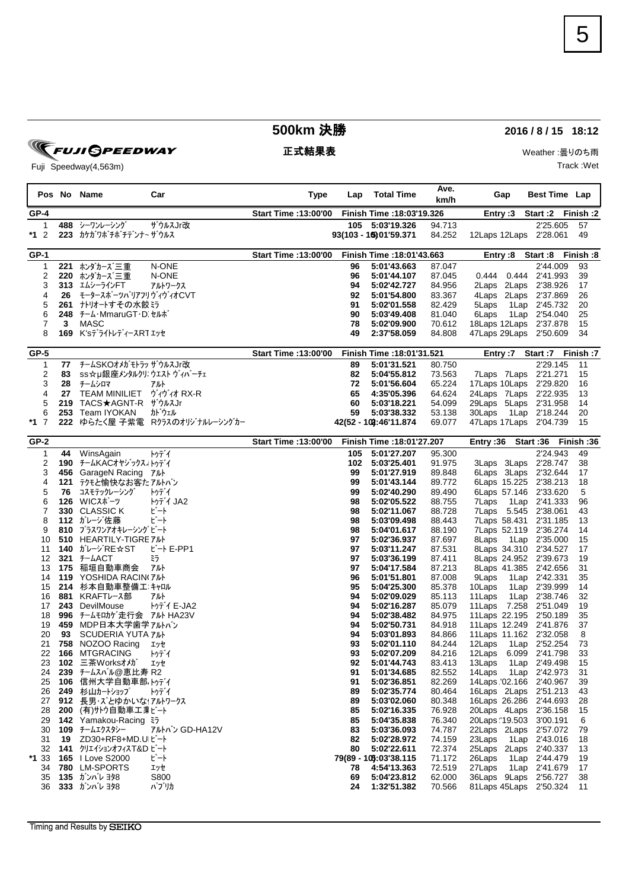# 500km 決勝

**2016 / 8 / 15 18:12**

FUJI SPEEDWAY

**正式結果表**

Weather :曇りのち雨

Fuji Speedway(4,563m)

Track :Wet

| Pos | No | Name | Car | Type | Lap | Total Time | Ave. km/h | Gap | | Best Time | Lap |
|---|---|---|---|---|---|---|---|---|---|---|---|
| **GP-4** | | | | Start Time :13:00'00 | Finish Time :18:03'19.326 | | | Entry :3 | | Start :2 | Finish :2 |
| 1 | **488** | シーワンレーシング | ザウルスJr改 | | **105** | **5:03'19.326** | 94.713 | | | 2'25.605 | 57 |
| *1 2 | **223** | カケガワボチボチデンナ~ザウルス | | | **93(103 - 10)** | **5:01'59.371** | 84.252 | 12Laps | 12Laps | 2'28.061 | 49 |
| **GP-1** | | | | Start Time :13:00'00 | Finish Time :18:01'43.663 | | | Entry :8 | | Start :8 | Finish :8 |
| 1 | **221** | ホンダカーズ三重 | N-ONE | | **96** | **5:01'43.663** | 87.047 | | | 2'44.009 | 93 |
| 2 | **220** | ホンダカーズ三重 | N-ONE | | **96** | **5:01'44.107** | 87.045 | 0.444 | 0.444 | 2'41.993 | 39 |
| 3 | **313** | エムシーラインFT | アルトワークス | | **94** | **5:02'42.727** | 84.956 | 2Laps | 2Laps | 2'38.926 | 17 |
| 4 | **26** | モータースポーツバリアフリ ヴィヴィオCVT | | | **92** | **5:01'54.800** | 83.367 | 4Laps | 2Laps | 2'37.869 | 26 |
| 5 | **261** | ナトリオートすその水餃ミラ | | | **91** | **5:02'01.558** | 82.429 | 5Laps | 1Lap | 2'45.732 | 20 |
| 6 | **248** | チーム・MmaruGT・D. セルボ | | | **90** | **5:03'49.408** | 81.040 | 6Laps | 1Lap | 2'54.040 | 25 |
| 7 | **3** | MASC | | | **78** | **5:02'09.900** | 70.612 | 18Laps | 12Laps | 2'37.878 | 15 |
| 8 | **169** | K'sデライトレディースRT エッセ | | | **49** | **2:37'58.059** | 84.808 | 47Laps | 29Laps | 2'50.609 | 34 |
| **GP-5** | | | | Start Time :13:00'00 | Finish Time :18:01'31.521 | | | Entry :7 | | Start :7 | Finish :7 |
| 1 | **77** | チームSKOオメガモトラッ ザウルスJr改 | | | **89** | **5:01'31.521** | 80.750 | | | 2'29.145 | 11 |
| 2 | **83** | ss☆μ銀座メンタルクリ: ウエスト ヴィバーチェ | | | **82** | **5:04'55.812** | 73.563 | 7Laps | 7Laps | 2'21.271 | 15 |
| 3 | **28** | チームシロマ | アルト | | **72** | **5:01'56.604** | 65.224 | 17Laps | 10Laps | 2'29.820 | 16 |
| 4 | **27** | TEAM MINILIET | ヴィヴィオ RX-R | | **65** | **4:35'05.396** | 64.624 | 24Laps | 7Laps | 2'22.935 | 13 |
| 5 | **219** | TACS★AGNT-R | ザウルスJr | | **60** | **5:03'18.221** | 54.099 | 29Laps | 5Laps | 2'31.958 | 14 |
| 6 | **253** | Team IYOKAN | カドウェル | | **59** | **5:03'38.332** | 53.138 | 30Laps | 1Lap | 2'18.244 | 20 |
| *1 7 | **222** | ゆらたく屋 子紫電 | Rクラスのオリジナルレーシングカー | | **42(52 - 10)** | **3:46'11.874** | 69.077 | 47Laps | 17Laps | 2'04.739 | 15 |
| **GP-2** | | | | Start Time :13:00'00 | Finish Time :18:01'27.207 | | | Entry :36 | | Start :36 | Finish :36 |
| 1 | **44** | WinsAgain | トゥデイ | | **105** | **5:01'27.207** | 95.300 | | | 2'24.943 | 49 |
| 2 | **190** | チームKACオヤジックスﾒ | トゥデイ | | **102** | **5:03'25.401** | 91.975 | 3Laps | 3Laps | 2'28.747 | 38 |
| 3 | **456** | GarageN Racing | アルト | | **99** | **5:01'27.919** | 89.848 | 6Laps | 3Laps | 2'32.644 | 17 |
| 4 | **121** | テクモと愉快なお客た | アルトバン | | **99** | **5:01'43.144** | 89.772 | 6Laps | 15.225 | 2'38.213 | 18 |
| 5 | **76** | コスモテックレーシング | トゥデイ | | **99** | **5:02'40.290** | 89.490 | 6Laps | 57.146 | 2'33.620 | 5 |
| 6 | **126** | WICスポーツ | トゥデイ JA2 | | **98** | **5:02'05.522** | 88.755 | 7Laps | 1Lap | 2'41.333 | 96 |
| 7 | **330** | CLASSIC K | ビート | | **98** | **5:02'11.067** | 88.728 | 7Laps | 5.545 | 2'38.061 | 43 |
| 8 | **112** | ガレージ佐藤 | ビート | | **98** | **5:03'09.498** | 88.443 | 7Laps | 58.431 | 2'31.185 | 13 |
| 9 | **810** | プラスワンアオキレーシング | ビート | | **98** | **5:04'01.617** | 88.190 | 7Laps | 52.119 | 2'36.274 | 14 |
| 10 | **510** | HEARTILY-TIGRE | アルト | | **97** | **5:02'36.937** | 87.697 | 8Laps | 1Lap | 2'35.000 | 15 |
| 11 | **140** | ガレージRE☆ST | ビート E-PP1 | | **97** | **5:03'11.247** | 87.531 | 8Laps | 34.310 | 2'34.527 | 17 |
| 12 | **321** | チームACT | ミラ | | **97** | **5:03'36.199** | 87.411 | 8Laps | 24.952 | 2'39.673 | 19 |
| 13 | **175** | 稲垣自動車商会 | アルト | | **97** | **5:04'17.584** | 87.213 | 8Laps | 41.385 | 2'42.656 | 31 |
| 14 | **119** | YOSHIDA RACIN( | アルト | | **96** | **5:01'51.801** | 87.008 | 9Laps | 1Lap | 2'42.331 | 35 |
| 15 | **214** | 杉本自動車整備工 | キャロル | | **95** | **5:04'25.300** | 85.378 | 10Laps | 1Lap | 2'39.999 | 14 |
| 16 | **881** | KRAFTレース部 | アルト | | **94** | **5:02'09.029** | 85.113 | 11Laps | 1Lap | 2'38.746 | 32 |
| 17 | **243** | DevilMouse | トゥデイ E-JA2 | | **94** | **5:02'16.287** | 85.079 | 11Laps | 7.258 | 2'51.049 | 19 |
| 18 | **996** | チームモロカゲ走行会 | アルト HA23V | | **94** | **5:02'38.482** | 84.975 | 11Laps | 22.195 | 2'50.189 | 35 |
| 19 | **459** | MDP日本大学歯学 | アルトバン | | **94** | **5:02'50.731** | 84.918 | 11Laps | 12.249 | 2'41.876 | 37 |
| 20 | **93** | SCUDERIA YUTA | アルト | | **94** | **5:03'01.893** | 84.866 | 11Laps | 11.162 | 2'32.058 | 8 |
| 21 | **758** | NOZOO Racing | エッセ | | **93** | **5:02'01.110** | 84.244 | 12Laps | 1Lap | 2'52.254 | 73 |
| 22 | **166** | MTGRACING | トゥデイ | | **93** | **5:02'07.209** | 84.216 | 12Laps | 6.099 | 2'41.798 | 33 |
| 23 | **102** | 三茶Worksオメガ | エッセ | | **92** | **5:01'44.743** | 83.413 | 13Laps | 1Lap | 2'49.498 | 15 |
| 24 | **239** | チームスバル@恵比寿 | R2 | | **91** | **5:01'34.685** | 82.552 | 14Laps | 1Lap | 2'42.973 | 31 |
| 25 | **106** | 信州大学自動車部 | トゥデイ | | **91** | **5:02'36.851** | 82.269 | 14Laps | 1'02.166 | 2'40.967 | 39 |
| 26 | **249** | 杉山カートショップ | トゥデイ | | **89** | **5:02'35.774** | 80.464 | 16Laps | 2Laps | 2'51.213 | 43 |
| 27 | **912** | 長男・ズとゆかいな | アルトワークス | | **89** | **5:03'02.060** | 80.348 | 16Laps | 26.286 | 2'44.693 | 28 |
| 28 | **200** | (有)サトウ自動車工業 | ビート | | **85** | **5:02'16.335** | 76.928 | 20Laps | 4Laps | 2'36.158 | 15 |
| 29 | **142** | Yamakou-Racing | ミラ | | **85** | **5:04'35.838** | 76.340 | 20Laps | 2'19.503 | 3'00.191 | 6 |
| 30 | **109** | チームエクスタシー | アルトバン GD-HA12V | | **83** | **5:03'36.093** | 74.787 | 22Laps | 2Laps | 2'57.072 | 79 |
| 31 | **19** | ZD30+RF8+MD.U | ビート | | **82** | **5:02'28.972** | 74.159 | 23Laps | 1Lap | 2'43.016 | 18 |
| 32 | **141** | クリエイションオフィスT&D | ビート | | **80** | **5:02'22.611** | 72.374 | 25Laps | 2Laps | 2'40.337 | 13 |
| *1 33 | **165** | I Love S2000 | ビート | | **79(89 - 10)** | **5:03'38.115** | 71.172 | 26Laps | 1Lap | 2'44.479 | 19 |
| 34 | **780** | LM-SPORTS | エッセ | | **78** | **4:54'13.363** | 72.519 | 27Laps | 1Lap | 2'41.679 | 17 |
| 35 | **135** | ガンバレ ヨタ8 | S800 | | **69** | **5:04'23.812** | 62.000 | 36Laps | 9Laps | 2'56.727 | 38 |
| 36 | **333** | ガンバレ ヨタ8 | パブリカ | | **24** | **1:32'51.382** | 70.566 | 81Laps | 45Laps | 2'50.324 | 11 |

Timing and Results by SEIKO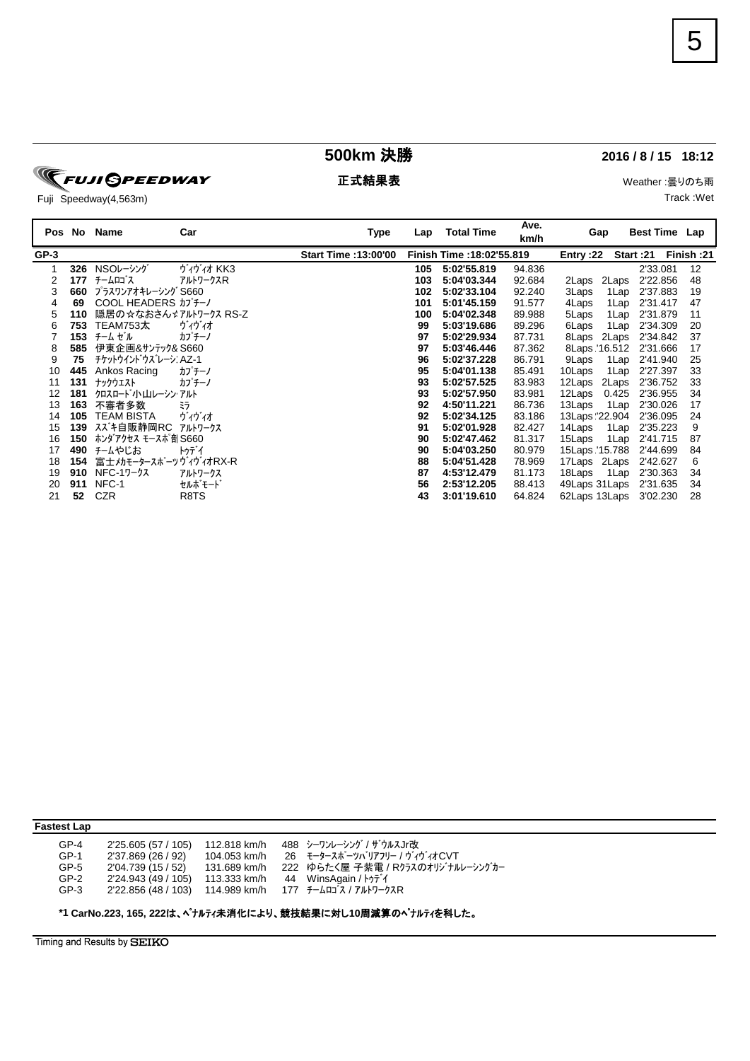# 500km 決勝

**2016 / 8 / 15 18:12**

FUJI SPEEDWAY

Fuji Speedway(4,563m)

## 正式結果表

Weather :曇りのち雨

Track :Wet

| Pos | No | Name | Car | Type | Lap | Total Time | Ave. km/h | Gap | | Best Time | Lap |
|---|---|---|---|---|---|---|---|---|---|---|---|
| GP-3 | | | | Start Time :13:00'00 | | Finish Time :18:02'55.819 | | Entry :22 | Start :21 | | Finish :21 |
| 1 | **326** | NSOレーシング | ヴィヴィオ KK3 | | **105** | **5:02'55.819** | 94.836 | | | 2'33.081 | 12 |
| 2 | **177** | チームロゴス | アルトワークスR | | **103** | **5:04'03.344** | 92.684 | 2Laps | 2Laps | 2'22.856 | 48 |
| 3 | **660** | プラスワンアオキレーシング | S660 | | **102** | **5:02'33.104** | 92.240 | 3Laps | 1Lap | 2'37.883 | 19 |
| 4 | **69** | COOL HEADERS | カプチーノ | | **101** | **5:01'45.159** | 91.577 | 4Laps | 1Lap | 2'31.417 | 47 |
| 5 | **110** | 隠居の☆なおさん☆ | アルトワークス RS-Z | | **100** | **5:04'02.348** | 89.988 | 5Laps | 1Lap | 2'31.879 | 11 |
| 6 | **753** | TEAM753太 | ヴィヴィオ | | **99** | **5:03'19.686** | 89.296 | 6Laps | 1Lap | 2'34.309 | 20 |
| 7 | **153** | チーム ゼル | カプチーノ | | **97** | **5:02'29.934** | 87.731 | 8Laps | 2Laps | 2'34.842 | 37 |
| 8 | **585** | 伊東企画&サンテック& | S660 | | **97** | **5:03'46.446** | 87.362 | 8Laps | '16.512 | 2'31.666 | 17 |
| 9 | **75** | チケットウインドウズレーシ | AZ-1 | | **96** | **5:02'37.228** | 86.791 | 9Laps | 1Lap | 2'41.940 | 25 |
| 10 | **445** | Ankos Racing | カプチーノ | | **95** | **5:04'01.138** | 85.491 | 10Laps | 1Lap | 2'27.397 | 33 |
| 11 | **131** | ナックウエスト | カプチーノ | | **93** | **5:02'57.525** | 83.983 | 12Laps | 2Laps | 2'36.752 | 33 |
| 12 | **181** | クロスロード小山レーシン | アルト | | **93** | **5:02'57.950** | 83.981 | 12Laps | 0.425 | 2'36.955 | 34 |
| 13 | **163** | 不審者多数 | ミラ | | **92** | **4:50'11.221** | 86.736 | 13Laps | 1Lap | 2'30.026 | 17 |
| 14 | **105** | TEAM BISTA | ヴィヴィオ | | **92** | **5:02'34.125** | 83.186 | 13Laps | '22.904 | 2'36.095 | 24 |
| 15 | **139** | スズキ自販静岡RC | アルトワークス | | **91** | **5:02'01.928** | 82.427 | 14Laps | 1Lap | 2'35.223 | 9 |
| 16 | **150** | ホンダアクセス モースポ部 | S660 | | **90** | **5:02'47.462** | 81.317 | 15Laps | 1Lap | 2'41.715 | 87 |
| 17 | **490** | チームやじお | トゥデイ | | **90** | **5:04'03.250** | 80.979 | 15Laps | '15.788 | 2'44.699 | 84 |
| 18 | **154** | 富士メカモータースポーツ | ヴィヴィオRX-R | | **88** | **5:04'51.428** | 78.969 | 17Laps | 2Laps | 2'42.627 | 6 |
| 19 | **910** | NFC-1ワークス | アルトワークス | | **87** | **4:53'12.479** | 81.173 | 18Laps | 1Lap | 2'30.363 | 34 |
| 20 | **911** | NFC-1 | セルボモード | | **56** | **2:53'12.205** | 88.413 | 49Laps | 31Laps | 2'31.635 | 34 |
| 21 | **52** | CZR | R8TS | | **43** | **3:01'19.610** | 64.824 | 62Laps | 13Laps | 3'02.230 | 28 |

**Fastest Lap**

| | | | | |
|---|---|---|---|---|
| GP-4 | 2'25.605 (57 / 105) | 112.818 km/h | 488 | シーワンレーシング / ザウルスJr改 |
| GP-1 | 2'37.869 (26 / 92) | 104.053 km/h | 26 | モータースポーツバリアフリー / ヴィヴィオCVT |
| GP-5 | 2'04.739 (15 / 52) | 131.689 km/h | 222 | ゆらたく屋 子紫電 / Rクラスのオリジナルレーシングカー |
| GP-2 | 2'24.943 (49 / 105) | 113.333 km/h | 44 | WinsAgain / トゥデイ |
| GP-3 | 2'22.856 (48 / 103) | 114.989 km/h | 177 | チームロゴス / アルトワークスR |

**\*1 CarNo.223, 165, 222は、ペナルティ未消化により、競技結果に対し10周減算のペナルティを科した。**

Timing and Results by SEIKO